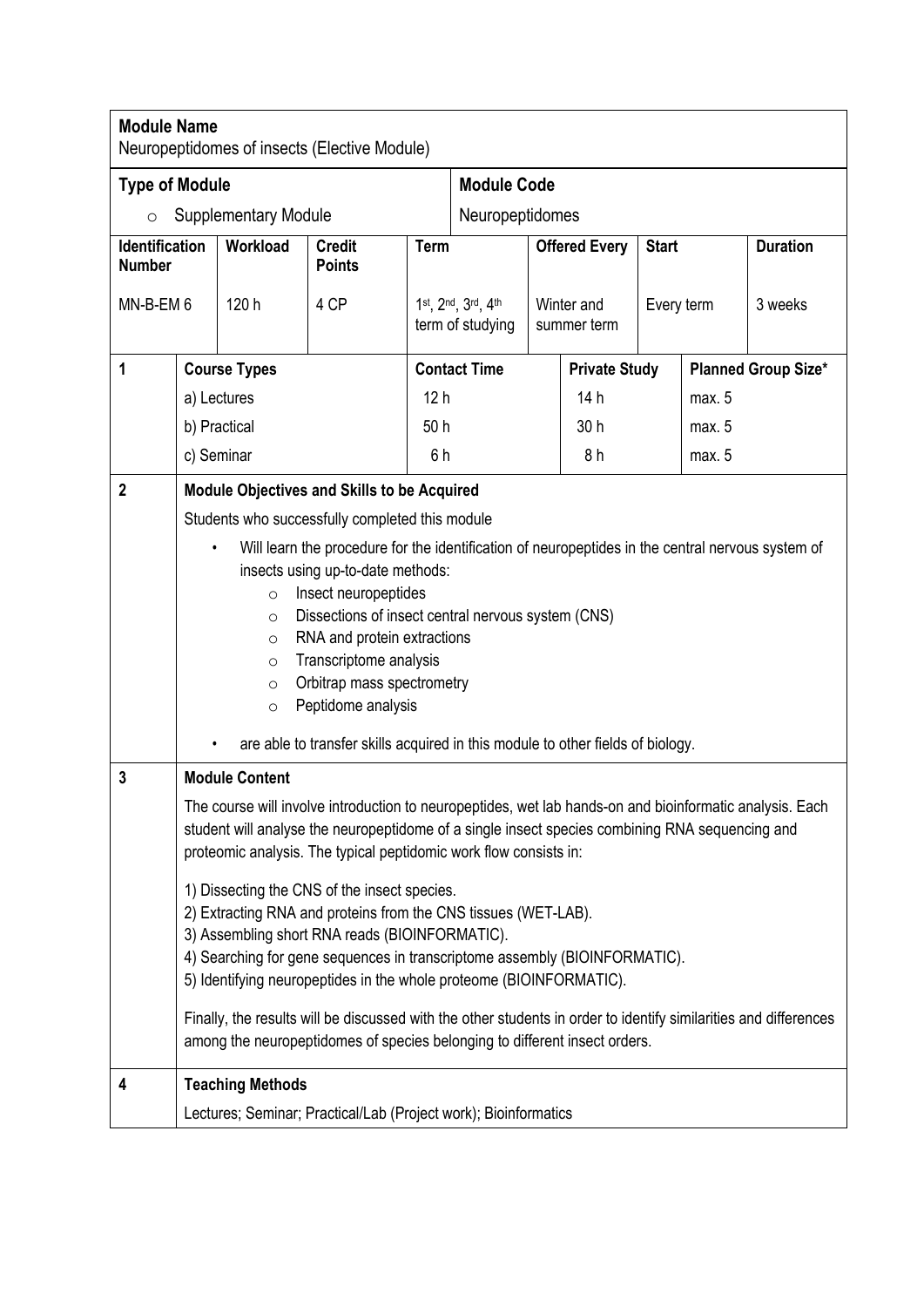| **Module Name** Neuropeptidomes of insects (Elective Module) | | | | | | | | | | | |
|---|---|---|---|---|---|---|---|---|---|---|---|
| **Type of Module** | | | | | **Module Code** | | | | | | |
| ○ Supplementary Module | | | | | Neuropeptidomes | | | | | | |
| **Identification Number** | | **Workload** | **Credit Points** | **Term** | | **Offered Every** | | **Start** | | **Duration** | |
| MN-B-EM 6 | | 120 h | 4 CP | 1st, 2nd, 3rd, 4th term of studying | | Winter and summer term | | Every term | | 3 weeks | |

| | | | | |
|---|---|---|---|---|
| **1** | **Course Types** | **Contact Time** | **Private Study** | **Planned Group Size*** |
| | a) Lectures | 12 h | 14 h | max. 5 |
| | b) Practical | 50 h | 30 h | max. 5 |
| | c) Seminar | 6 h | 8 h | max. 5 |

**2 Module Objectives and Skills to be Acquired**

Students who successfully completed this module

- Will learn the procedure for the identification of neuropeptides in the central nervous system of insects using up-to-date methods:
  - Insect neuropeptides
  - Dissections of insect central nervous system (CNS)
  - RNA and protein extractions
  - Transcriptome analysis
  - Orbitrap mass spectrometry
  - Peptidome analysis
- are able to transfer skills acquired in this module to other fields of biology.

**3 Module Content**

The course will involve introduction to neuropeptides, wet lab hands-on and bioinformatic analysis. Each student will analyse the neuropeptidome of a single insect species combining RNA sequencing and proteomic analysis. The typical peptidomic work flow consists in:

1) Dissecting the CNS of the insect species.
2) Extracting RNA and proteins from the CNS tissues (WET-LAB).
3) Assembling short RNA reads (BIOINFORMATIC).
4) Searching for gene sequences in transcriptome assembly (BIOINFORMATIC).
5) Identifying neuropeptides in the whole proteome (BIOINFORMATIC).

Finally, the results will be discussed with the other students in order to identify similarities and differences among the neuropeptidomes of species belonging to different insect orders.

**4 Teaching Methods**

Lectures; Seminar; Practical/Lab (Project work); Bioinformatics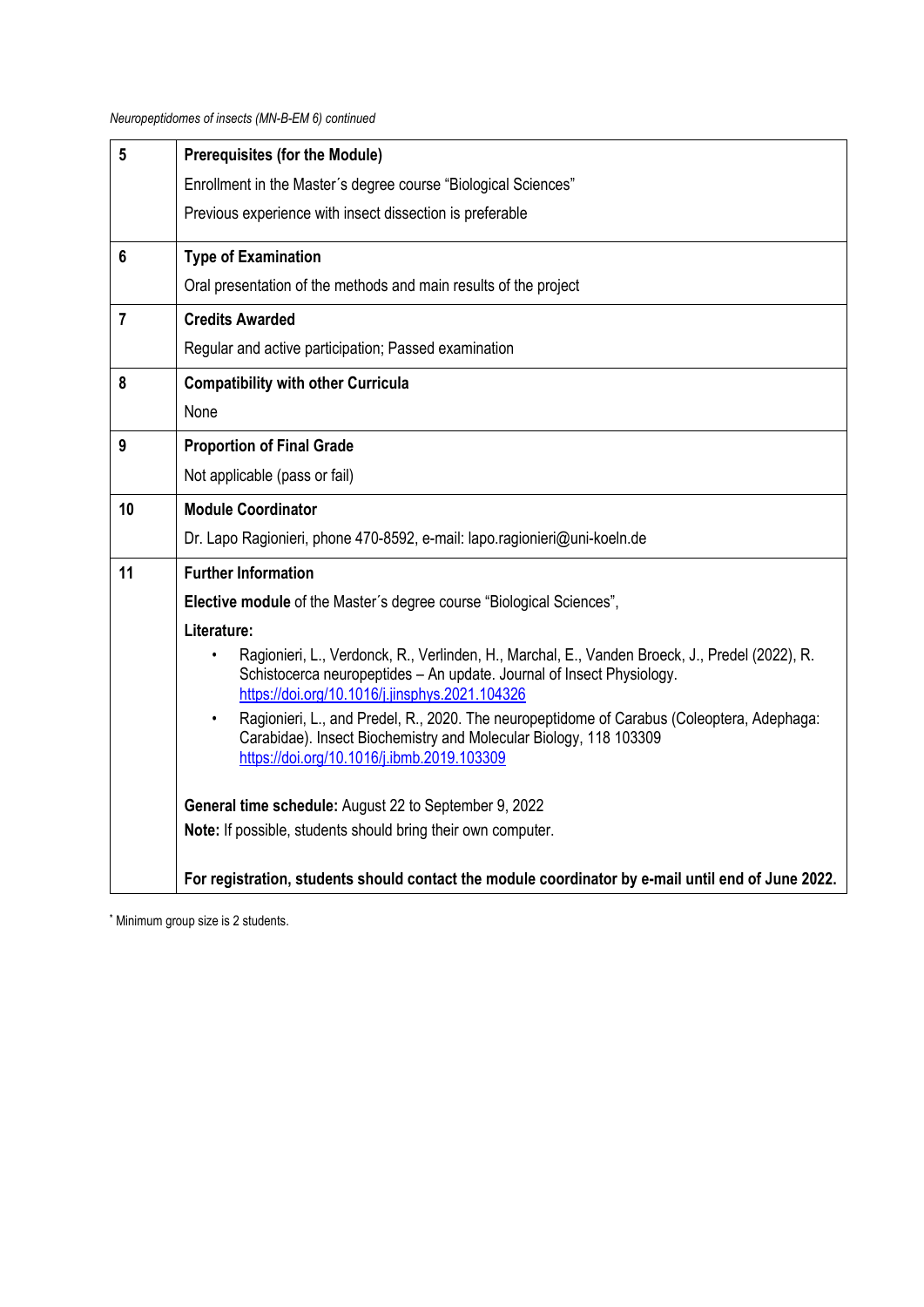*Neuropeptidomes of insects (MN-B-EM 6) continued*

| | |
|---|---|
| 5 | **Prerequisites (for the Module)**<br>Enrollment in the Master´s degree course "Biological Sciences"<br>Previous experience with insect dissection is preferable |
| 6 | **Type of Examination**<br>Oral presentation of the methods and main results of the project |
| 7 | **Credits Awarded**<br>Regular and active participation; Passed examination |
| 8 | **Compatibility with other Curricula**<br>None |
| 9 | **Proportion of Final Grade**<br>Not applicable (pass or fail) |
| 10 | **Module Coordinator**<br>Dr. Lapo Ragionieri, phone 470-8592, e-mail: lapo.ragionieri@uni-koeln.de |
| 11 | **Further Information**<br>**Elective module** of the Master´s degree course "Biological Sciences",<br>**Literature:**<br>• Ragionieri, L., Verdonck, R., Verlinden, H., Marchal, E., Vanden Broeck, J., Predel (2022), R. Schistocerca neuropeptides – An update. Journal of Insect Physiology. https://doi.org/10.1016/j.jinsphys.2021.104326<br>• Ragionieri, L., and Predel, R., 2020. The neuropeptidome of Carabus (Coleoptera, Adephaga: Carabidae). Insect Biochemistry and Molecular Biology, 118 103309 https://doi.org/10.1016/j.ibmb.2019.103309<br><br>**General time schedule:** August 22 to September 9, 2022<br>**Note:** If possible, students should bring their own computer.<br><br>**For registration, students should contact the module coordinator by e-mail until end of June 2022.** |

* Minimum group size is 2 students.